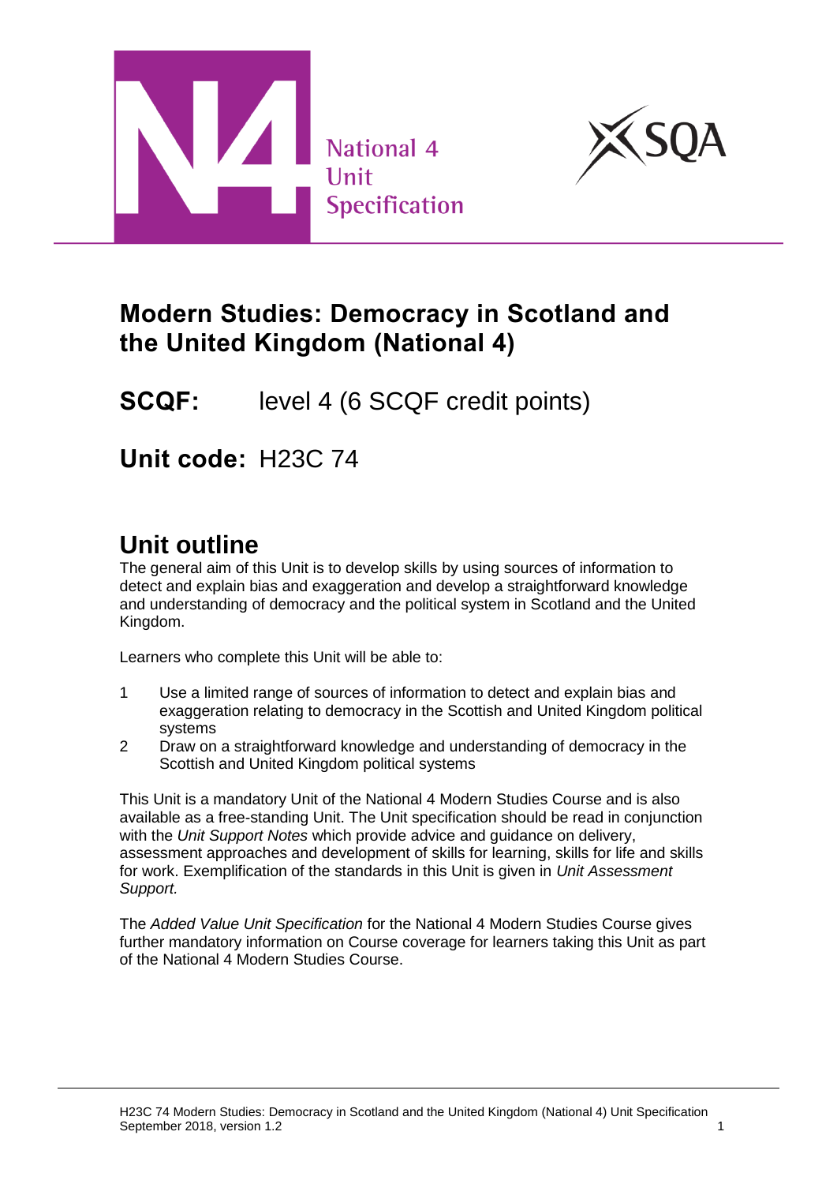National 4
Unit
Specification

SQA

# Modern Studies: Democracy in Scotland and the United Kingdom (National 4)

**SCQF:** level 4 (6 SCQF credit points)

**Unit code:** H23C 74

## Unit outline

The general aim of this Unit is to develop skills by using sources of information to detect and explain bias and exaggeration and develop a straightforward knowledge and understanding of democracy and the political system in Scotland and the United Kingdom.

Learners who complete this Unit will be able to:

1. Use a limited range of sources of information to detect and explain bias and exaggeration relating to democracy in the Scottish and United Kingdom political systems
2. Draw on a straightforward knowledge and understanding of democracy in the Scottish and United Kingdom political systems

This Unit is a mandatory Unit of the National 4 Modern Studies Course and is also available as a free-standing Unit. The Unit specification should be read in conjunction with the *Unit Support Notes* which provide advice and guidance on delivery, assessment approaches and development of skills for learning, skills for life and skills for work. Exemplification of the standards in this Unit is given in *Unit Assessment Support.*

The *Added Value Unit Specification* for the National 4 Modern Studies Course gives further mandatory information on Course coverage for learners taking this Unit as part of the National 4 Modern Studies Course.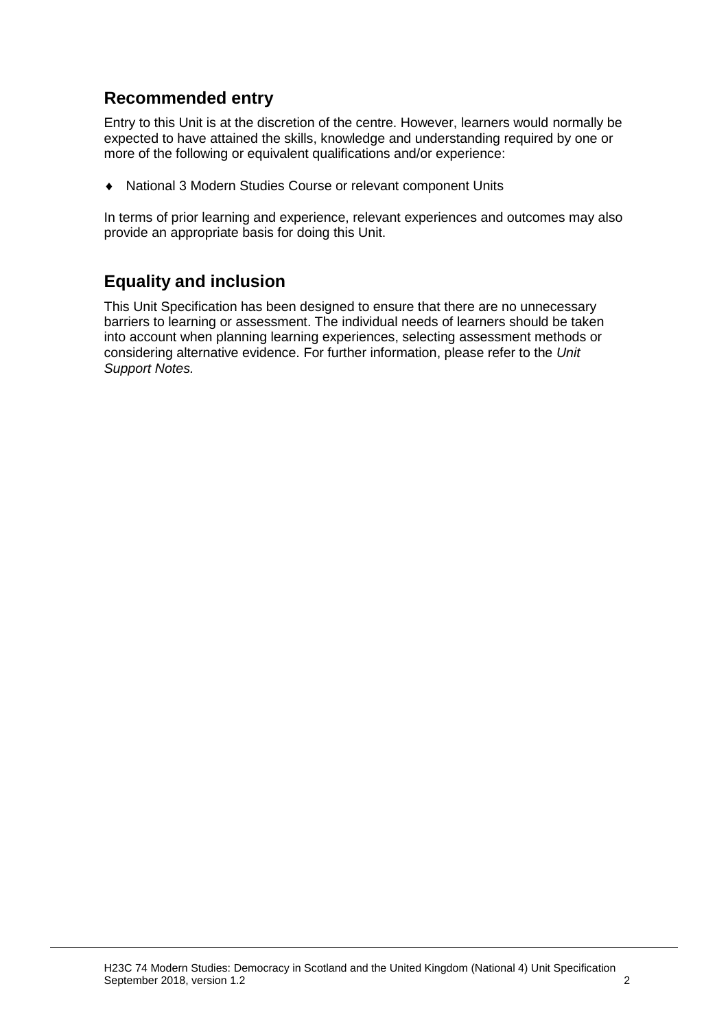## Recommended entry

Entry to this Unit is at the discretion of the centre. However, learners would normally be expected to have attained the skills, knowledge and understanding required by one or more of the following or equivalent qualifications and/or experience:

- National 3 Modern Studies Course or relevant component Units

In terms of prior learning and experience, relevant experiences and outcomes may also provide an appropriate basis for doing this Unit.

## Equality and inclusion

This Unit Specification has been designed to ensure that there are no unnecessary barriers to learning or assessment. The individual needs of learners should be taken into account when planning learning experiences, selecting assessment methods or considering alternative evidence. For further information, please refer to the *Unit Support Notes.*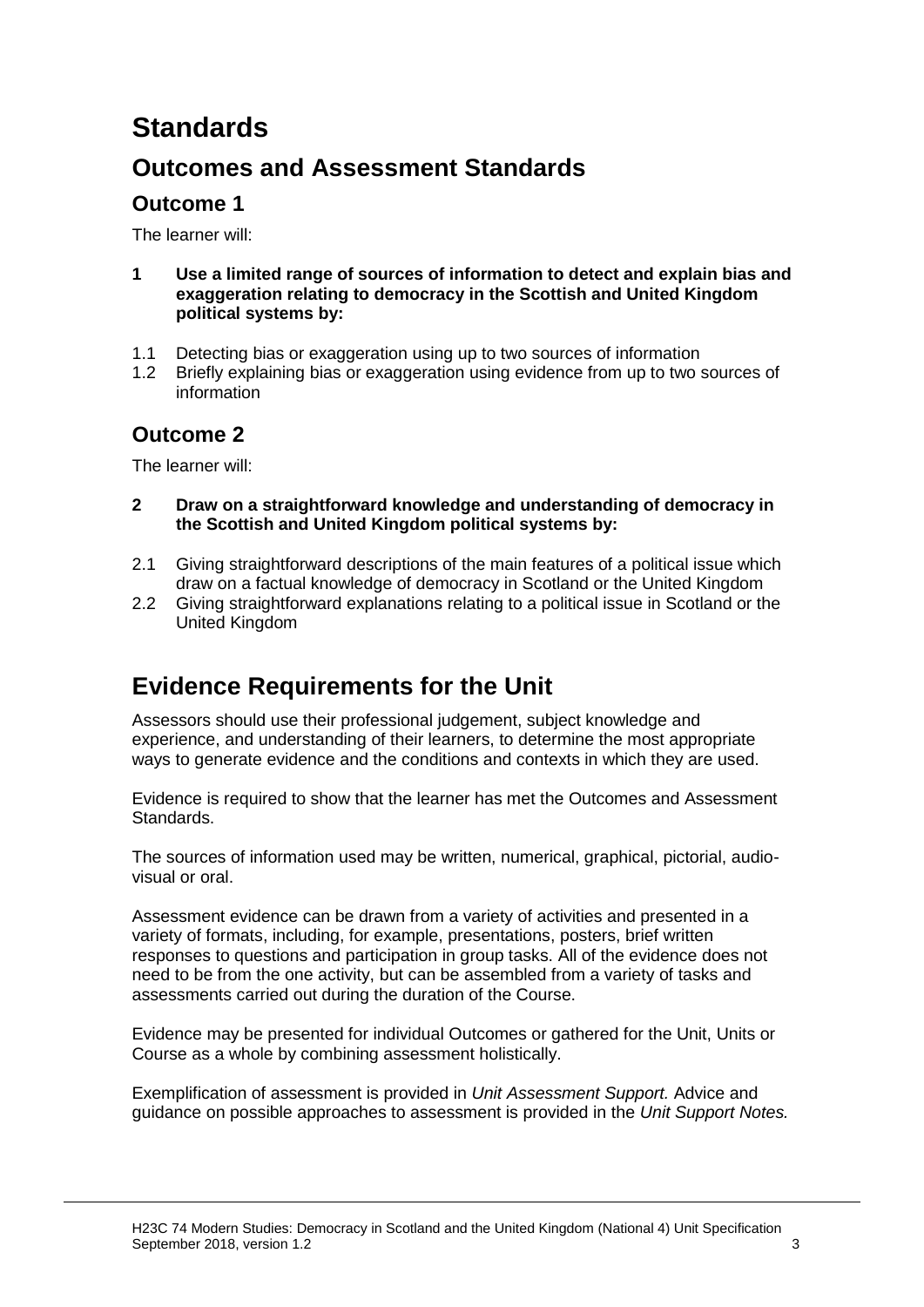# Standards

## Outcomes and Assessment Standards

### Outcome 1

The learner will:

**1 Use a limited range of sources of information to detect and explain bias and exaggeration relating to democracy in the Scottish and United Kingdom political systems by:**

1.1 Detecting bias or exaggeration using up to two sources of information
1.2 Briefly explaining bias or exaggeration using evidence from up to two sources of information

### Outcome 2

The learner will:

**2 Draw on a straightforward knowledge and understanding of democracy in the Scottish and United Kingdom political systems by:**

2.1 Giving straightforward descriptions of the main features of a political issue which draw on a factual knowledge of democracy in Scotland or the United Kingdom
2.2 Giving straightforward explanations relating to a political issue in Scotland or the United Kingdom

# Evidence Requirements for the Unit

Assessors should use their professional judgement, subject knowledge and experience, and understanding of their learners, to determine the most appropriate ways to generate evidence and the conditions and contexts in which they are used.

Evidence is required to show that the learner has met the Outcomes and Assessment Standards.

The sources of information used may be written, numerical, graphical, pictorial, audio-visual or oral.

Assessment evidence can be drawn from a variety of activities and presented in a variety of formats, including, for example, presentations, posters, brief written responses to questions and participation in group tasks. All of the evidence does not need to be from the one activity, but can be assembled from a variety of tasks and assessments carried out during the duration of the Course.

Evidence may be presented for individual Outcomes or gathered for the Unit, Units or Course as a whole by combining assessment holistically.

Exemplification of assessment is provided in *Unit Assessment Support.* Advice and guidance on possible approaches to assessment is provided in the *Unit Support Notes.*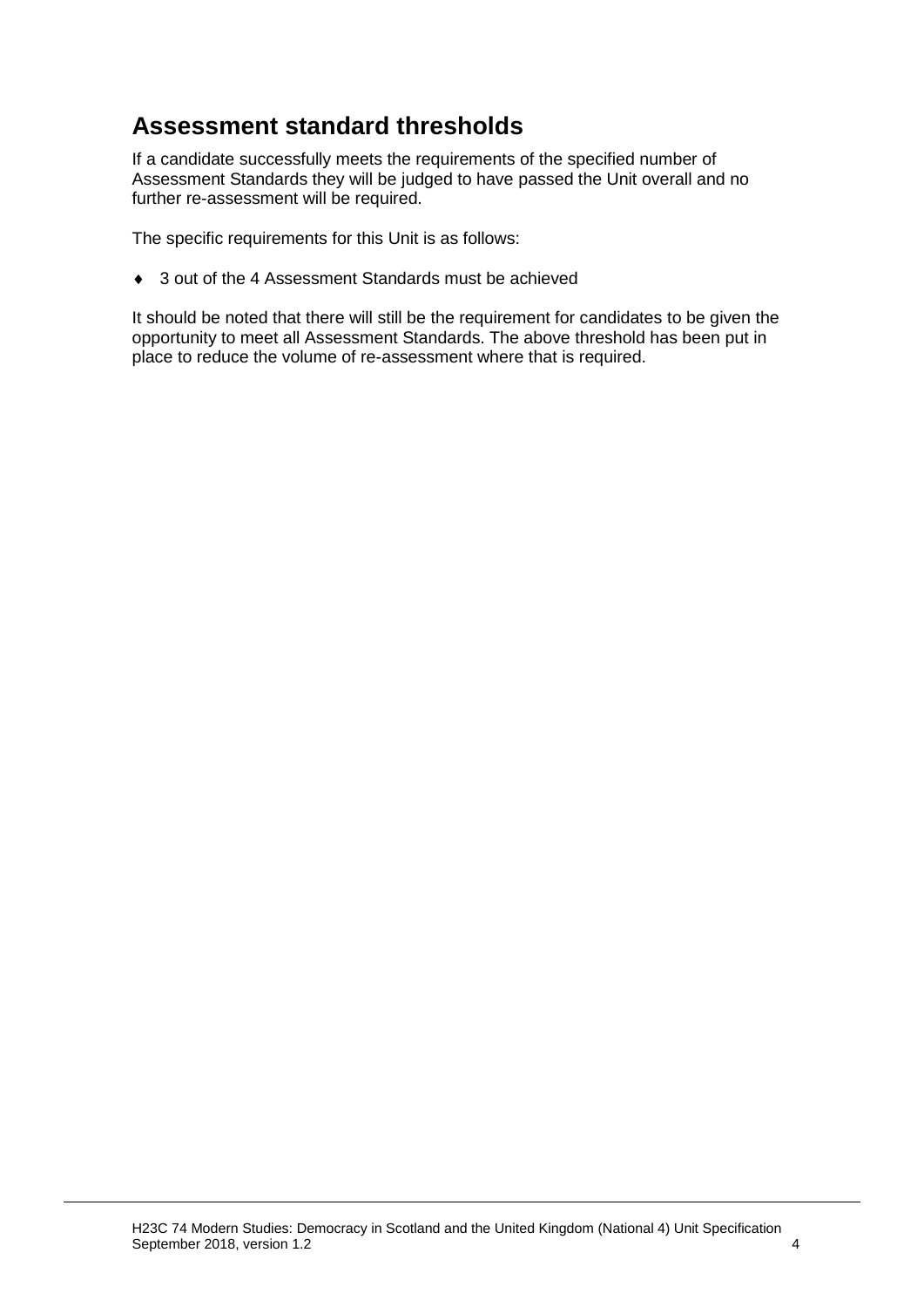## Assessment standard thresholds

If a candidate successfully meets the requirements of the specified number of Assessment Standards they will be judged to have passed the Unit overall and no further re-assessment will be required.

The specific requirements for this Unit is as follows:

- 3 out of the 4 Assessment Standards must be achieved

It should be noted that there will still be the requirement for candidates to be given the opportunity to meet all Assessment Standards. The above threshold has been put in place to reduce the volume of re-assessment where that is required.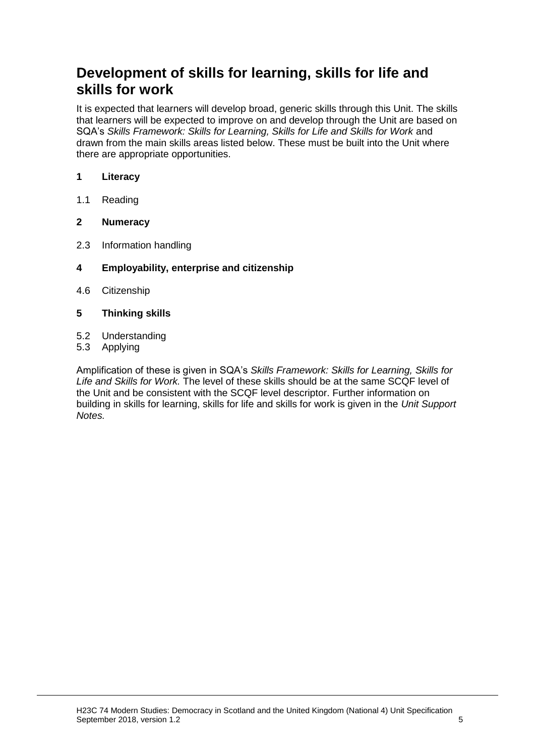## Development of skills for learning, skills for life and skills for work

It is expected that learners will develop broad, generic skills through this Unit. The skills that learners will be expected to improve on and develop through the Unit are based on SQA's *Skills Framework: Skills for Learning, Skills for Life and Skills for Work* and drawn from the main skills areas listed below. These must be built into the Unit where there are appropriate opportunities.

**1 Literacy**

1.1 Reading

**2 Numeracy**

2.3 Information handling

**4 Employability, enterprise and citizenship**

4.6 Citizenship

**5 Thinking skills**

5.2 Understanding
5.3 Applying

Amplification of these is given in SQA's *Skills Framework: Skills for Learning, Skills for Life and Skills for Work.* The level of these skills should be at the same SCQF level of the Unit and be consistent with the SCQF level descriptor. Further information on building in skills for learning, skills for life and skills for work is given in the *Unit Support Notes.*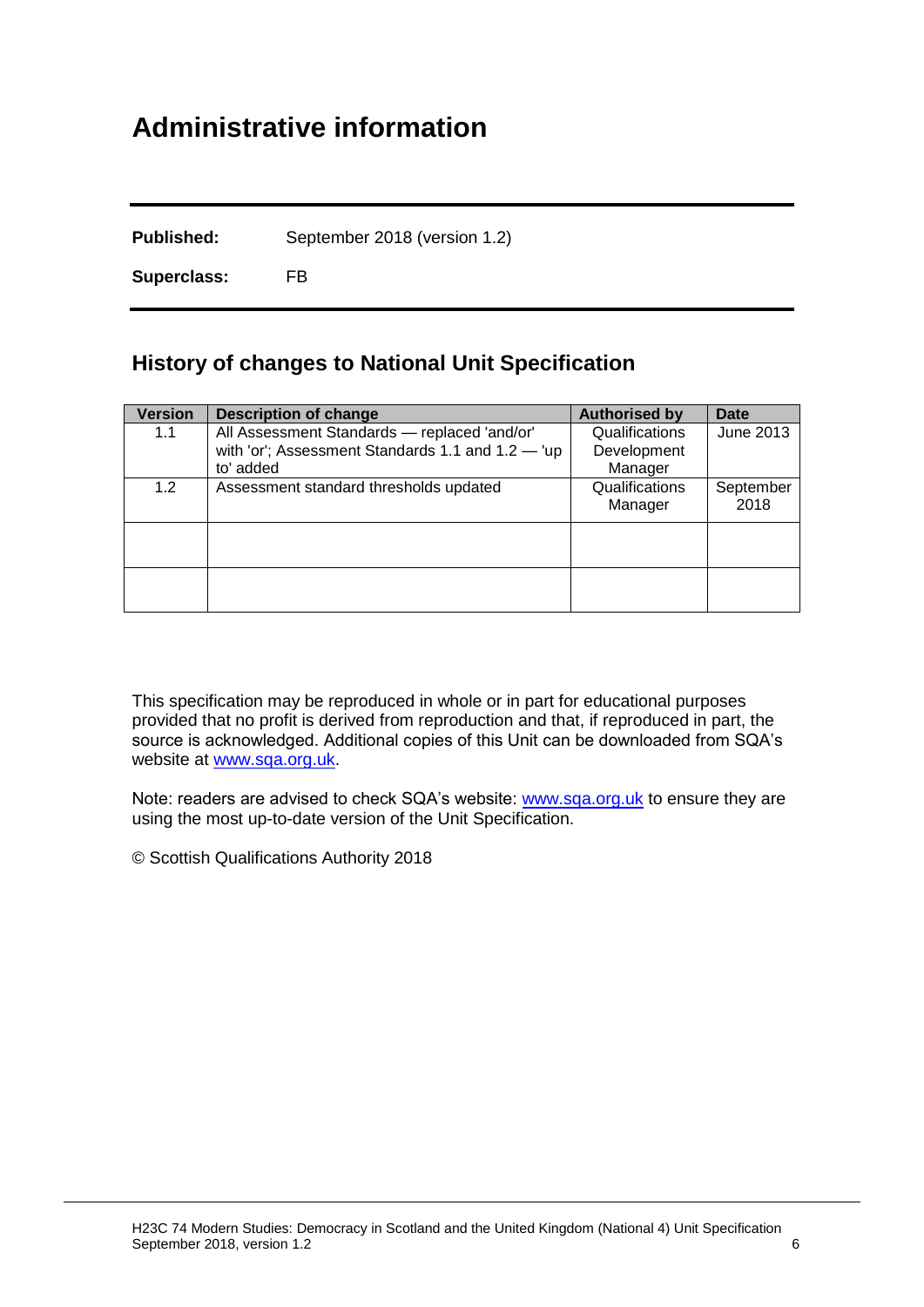# Administrative information

**Published:** September 2018 (version 1.2)

**Superclass:** FB

## History of changes to National Unit Specification

| Version | Description of change | Authorised by | Date |
|---|---|---|---|
| 1.1 | All Assessment Standards — replaced 'and/or' with 'or'; Assessment Standards 1.1 and 1.2 — 'up to' added | Qualifications Development Manager | June 2013 |
| 1.2 | Assessment standard thresholds updated | Qualifications Manager | September 2018 |
| | | | |
| | | | |

This specification may be reproduced in whole or in part for educational purposes provided that no profit is derived from reproduction and that, if reproduced in part, the source is acknowledged. Additional copies of this Unit can be downloaded from SQA's website at www.sqa.org.uk.

Note: readers are advised to check SQA's website: www.sqa.org.uk to ensure they are using the most up-to-date version of the Unit Specification.

© Scottish Qualifications Authority 2018